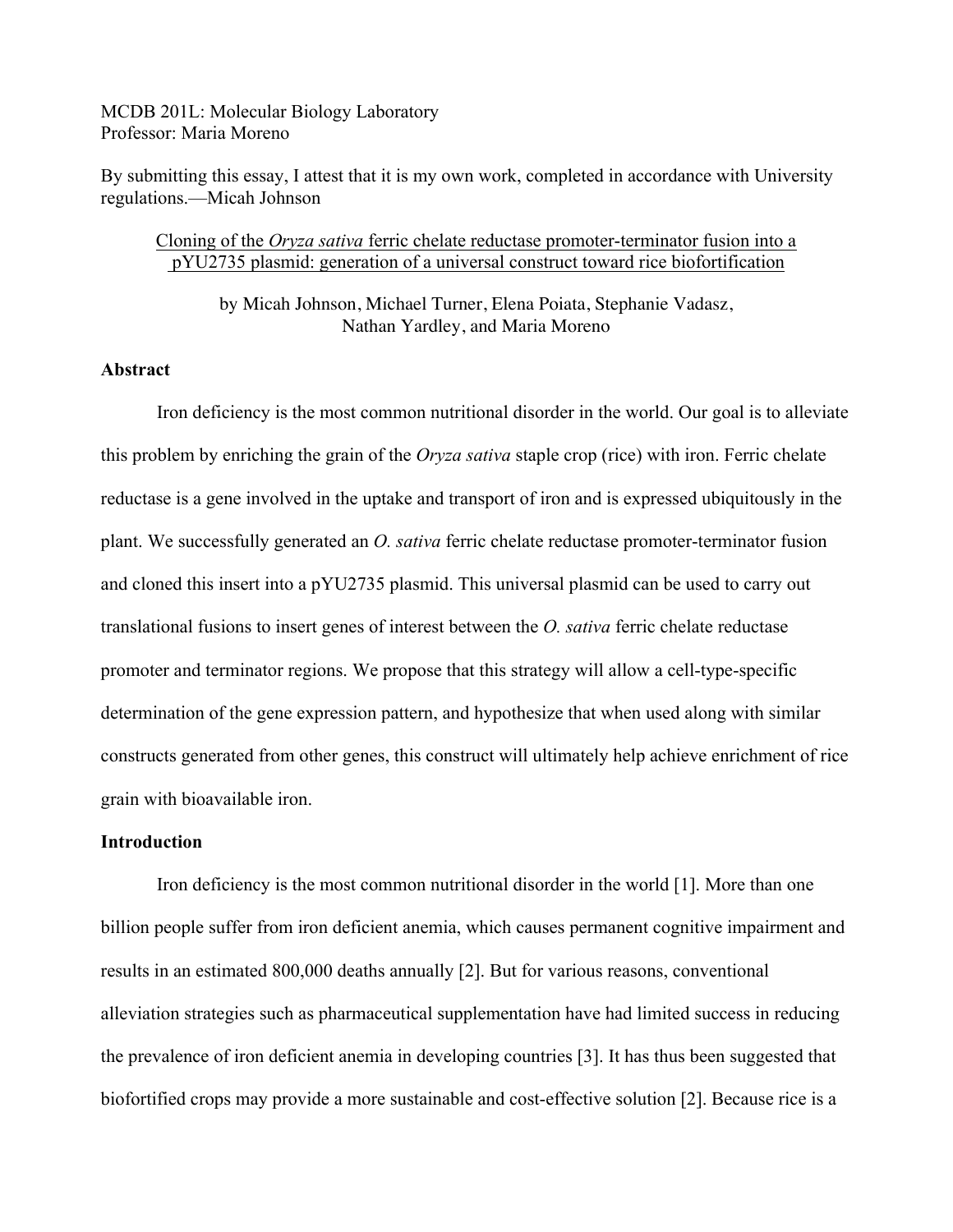MCDB 201L: Molecular Biology Laboratory
Professor: Maria Moreno

By submitting this essay, I attest that it is my own work, completed in accordance with University regulations.—Micah Johnson

# Cloning of the *Oryza sativa* ferric chelate reductase promoter-terminator fusion into a pYU2735 plasmid: generation of a universal construct toward rice biofortification

by Micah Johnson, Michael Turner, Elena Poiata, Stephanie Vadasz, Nathan Yardley, and Maria Moreno

## Abstract

Iron deficiency is the most common nutritional disorder in the world. Our goal is to alleviate this problem by enriching the grain of the *Oryza sativa* staple crop (rice) with iron. Ferric chelate reductase is a gene involved in the uptake and transport of iron and is expressed ubiquitously in the plant. We successfully generated an *O. sativa* ferric chelate reductase promoter-terminator fusion and cloned this insert into a pYU2735 plasmid. This universal plasmid can be used to carry out translational fusions to insert genes of interest between the *O. sativa* ferric chelate reductase promoter and terminator regions. We propose that this strategy will allow a cell-type-specific determination of the gene expression pattern, and hypothesize that when used along with similar constructs generated from other genes, this construct will ultimately help achieve enrichment of rice grain with bioavailable iron.

## Introduction

Iron deficiency is the most common nutritional disorder in the world [1]. More than one billion people suffer from iron deficient anemia, which causes permanent cognitive impairment and results in an estimated 800,000 deaths annually [2]. But for various reasons, conventional alleviation strategies such as pharmaceutical supplementation have had limited success in reducing the prevalence of iron deficient anemia in developing countries [3]. It has thus been suggested that biofortified crops may provide a more sustainable and cost-effective solution [2]. Because rice is a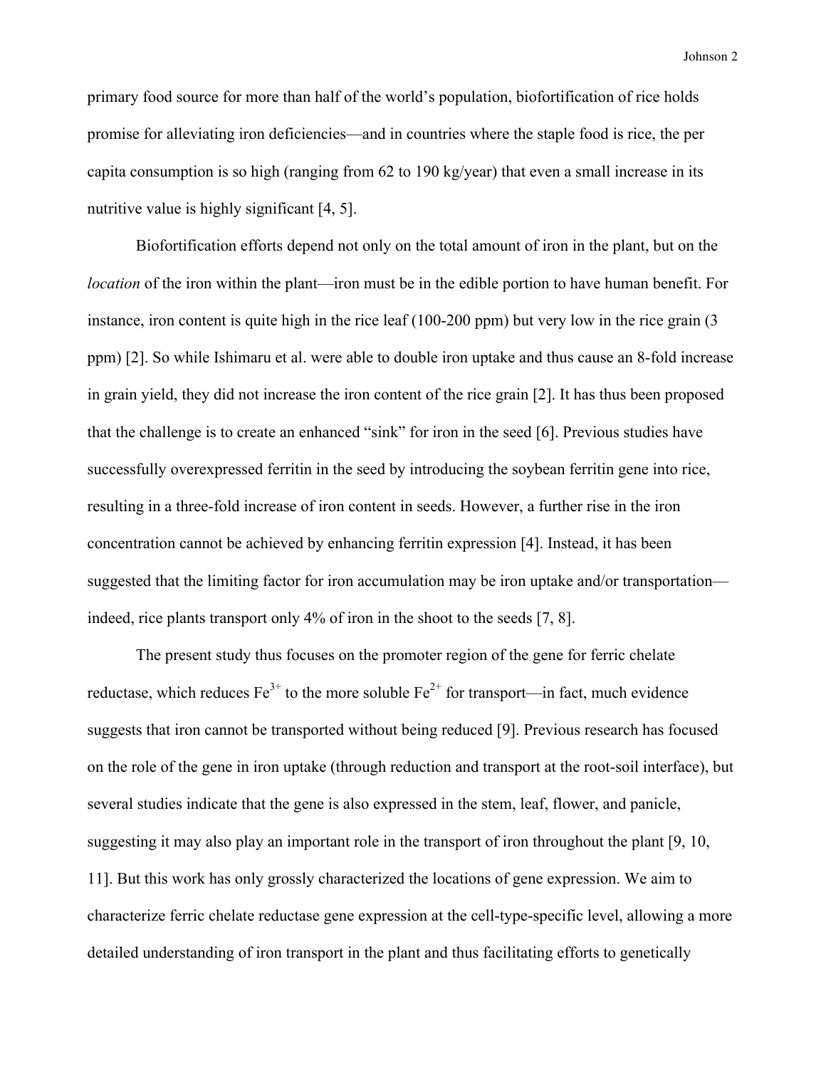primary food source for more than half of the world's population, biofortification of rice holds promise for alleviating iron deficiencies—and in countries where the staple food is rice, the per capita consumption is so high (ranging from 62 to 190 kg/year) that even a small increase in its nutritive value is highly significant [4, 5].

Biofortification efforts depend not only on the total amount of iron in the plant, but on the *location* of the iron within the plant—iron must be in the edible portion to have human benefit. For instance, iron content is quite high in the rice leaf (100-200 ppm) but very low in the rice grain (3 ppm) [2]. So while Ishimaru et al. were able to double iron uptake and thus cause an 8-fold increase in grain yield, they did not increase the iron content of the rice grain [2]. It has thus been proposed that the challenge is to create an enhanced "sink" for iron in the seed [6]. Previous studies have successfully overexpressed ferritin in the seed by introducing the soybean ferritin gene into rice, resulting in a three-fold increase of iron content in seeds. However, a further rise in the iron concentration cannot be achieved by enhancing ferritin expression [4]. Instead, it has been suggested that the limiting factor for iron accumulation may be iron uptake and/or transportation—indeed, rice plants transport only 4% of iron in the shoot to the seeds [7, 8].

The present study thus focuses on the promoter region of the gene for ferric chelate reductase, which reduces $Fe^{3+}$ to the more soluble $Fe^{2+}$ for transport—in fact, much evidence suggests that iron cannot be transported without being reduced [9]. Previous research has focused on the role of the gene in iron uptake (through reduction and transport at the root-soil interface), but several studies indicate that the gene is also expressed in the stem, leaf, flower, and panicle, suggesting it may also play an important role in the transport of iron throughout the plant [9, 10, 11]. But this work has only grossly characterized the locations of gene expression. We aim to characterize ferric chelate reductase gene expression at the cell-type-specific level, allowing a more detailed understanding of iron transport in the plant and thus facilitating efforts to genetically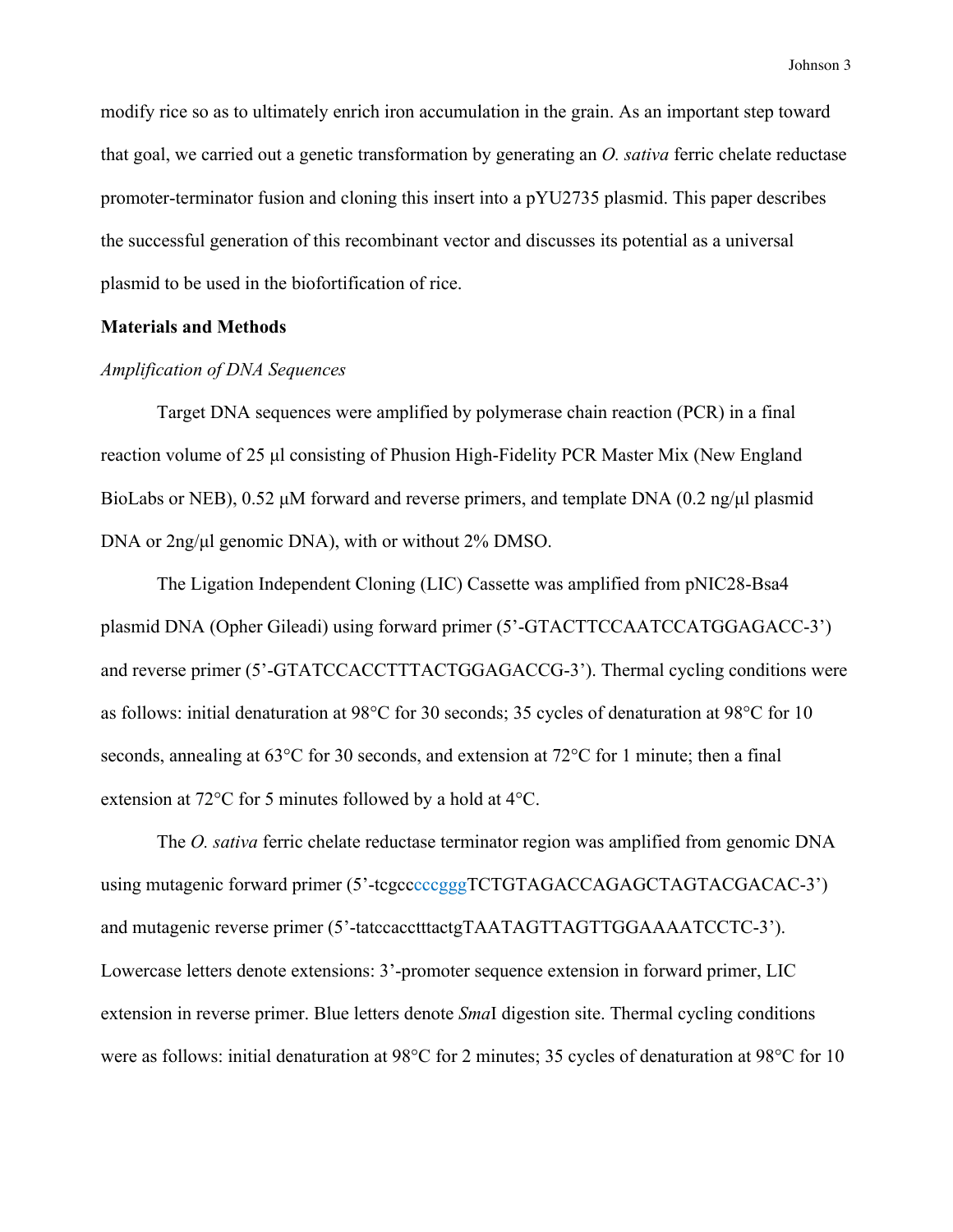modify rice so as to ultimately enrich iron accumulation in the grain. As an important step toward that goal, we carried out a genetic transformation by generating an *O. sativa* ferric chelate reductase promoter-terminator fusion and cloning this insert into a pYU2735 plasmid. This paper describes the successful generation of this recombinant vector and discusses its potential as a universal plasmid to be used in the biofortification of rice.

**Materials and Methods**

*Amplification of DNA Sequences*

Target DNA sequences were amplified by polymerase chain reaction (PCR) in a final reaction volume of 25 μl consisting of Phusion High-Fidelity PCR Master Mix (New England BioLabs or NEB), 0.52 μM forward and reverse primers, and template DNA (0.2 ng/μl plasmid DNA or 2ng/μl genomic DNA), with or without 2% DMSO.

The Ligation Independent Cloning (LIC) Cassette was amplified from pNIC28-Bsa4 plasmid DNA (Opher Gileadi) using forward primer (5'-GTACTTCCAATCCATGGAGACC-3') and reverse primer (5'-GTATCCACCTTTACTGGAGACCG-3'). Thermal cycling conditions were as follows: initial denaturation at 98°C for 30 seconds; 35 cycles of denaturation at 98°C for 10 seconds, annealing at 63°C for 30 seconds, and extension at 72°C for 1 minute; then a final extension at 72°C for 5 minutes followed by a hold at 4°C.

The *O. sativa* ferric chelate reductase terminator region was amplified from genomic DNA using mutagenic forward primer (5'-tcgcccccgggTCTGTAGACCAGAGCTAGTACGACAC-3') and mutagenic reverse primer (5'-tatccacctttactgTAATAGTTAGTTGGAAAATCCTC-3'). Lowercase letters denote extensions: 3'-promoter sequence extension in forward primer, LIC extension in reverse primer. Blue letters denote *Sma*I digestion site. Thermal cycling conditions were as follows: initial denaturation at 98°C for 2 minutes; 35 cycles of denaturation at 98°C for 10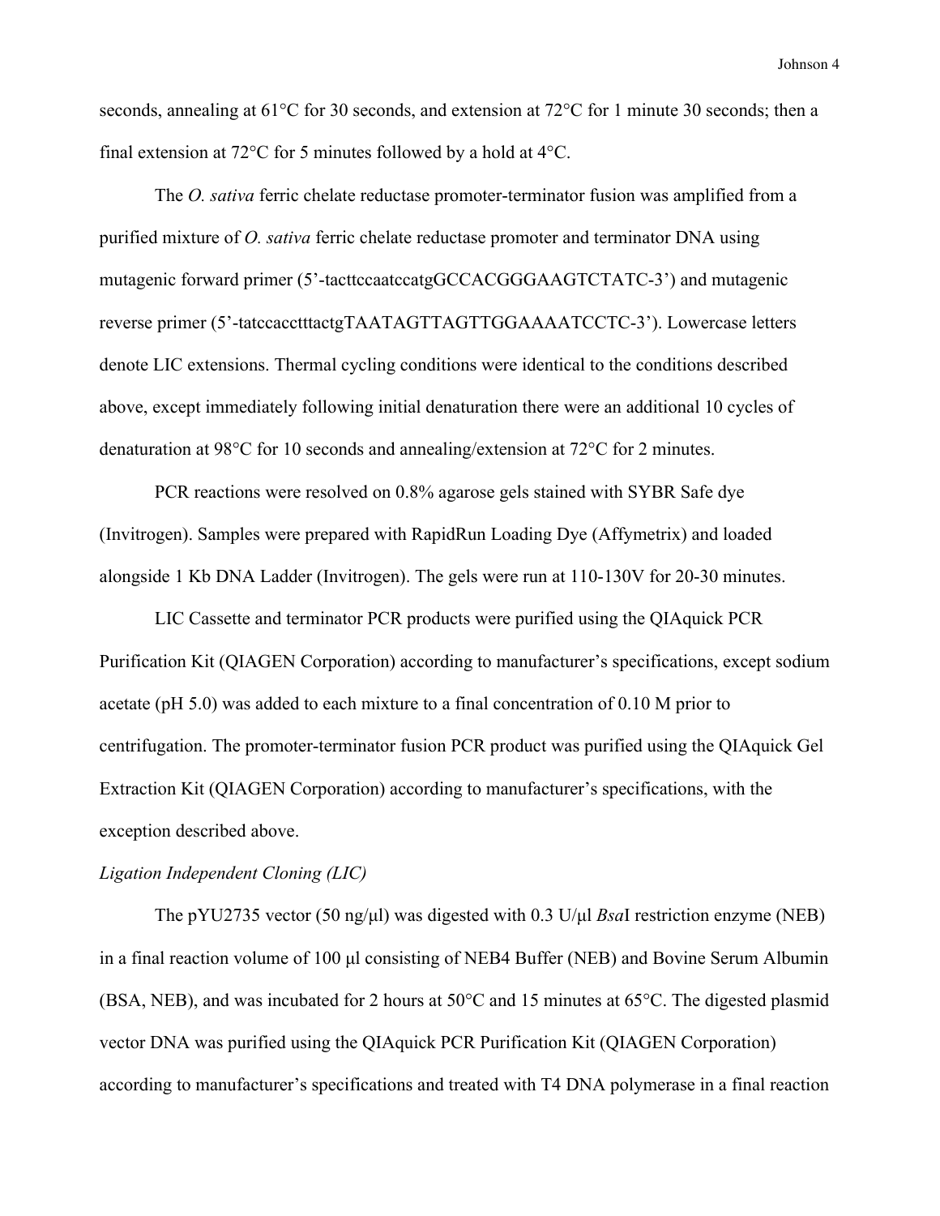seconds, annealing at 61°C for 30 seconds, and extension at 72°C for 1 minute 30 seconds; then a final extension at 72°C for 5 minutes followed by a hold at 4°C.

The *O. sativa* ferric chelate reductase promoter-terminator fusion was amplified from a purified mixture of *O. sativa* ferric chelate reductase promoter and terminator DNA using mutagenic forward primer (5'-tacttccaatccatgGCCACGGGAAGTCTATC-3') and mutagenic reverse primer (5'-tatccacctttactgTAATAGTTAGTTGGAAAATCCTC-3'). Lowercase letters denote LIC extensions. Thermal cycling conditions were identical to the conditions described above, except immediately following initial denaturation there were an additional 10 cycles of denaturation at 98°C for 10 seconds and annealing/extension at 72°C for 2 minutes.

PCR reactions were resolved on 0.8% agarose gels stained with SYBR Safe dye (Invitrogen). Samples were prepared with RapidRun Loading Dye (Affymetrix) and loaded alongside 1 Kb DNA Ladder (Invitrogen). The gels were run at 110-130V for 20-30 minutes.

LIC Cassette and terminator PCR products were purified using the QIAquick PCR Purification Kit (QIAGEN Corporation) according to manufacturer's specifications, except sodium acetate (pH 5.0) was added to each mixture to a final concentration of 0.10 M prior to centrifugation. The promoter-terminator fusion PCR product was purified using the QIAquick Gel Extraction Kit (QIAGEN Corporation) according to manufacturer's specifications, with the exception described above.

*Ligation Independent Cloning (LIC)*

The pYU2735 vector (50 ng/μl) was digested with 0.3 U/μl *Bsa*I restriction enzyme (NEB) in a final reaction volume of 100 μl consisting of NEB4 Buffer (NEB) and Bovine Serum Albumin (BSA, NEB), and was incubated for 2 hours at 50°C and 15 minutes at 65°C. The digested plasmid vector DNA was purified using the QIAquick PCR Purification Kit (QIAGEN Corporation) according to manufacturer's specifications and treated with T4 DNA polymerase in a final reaction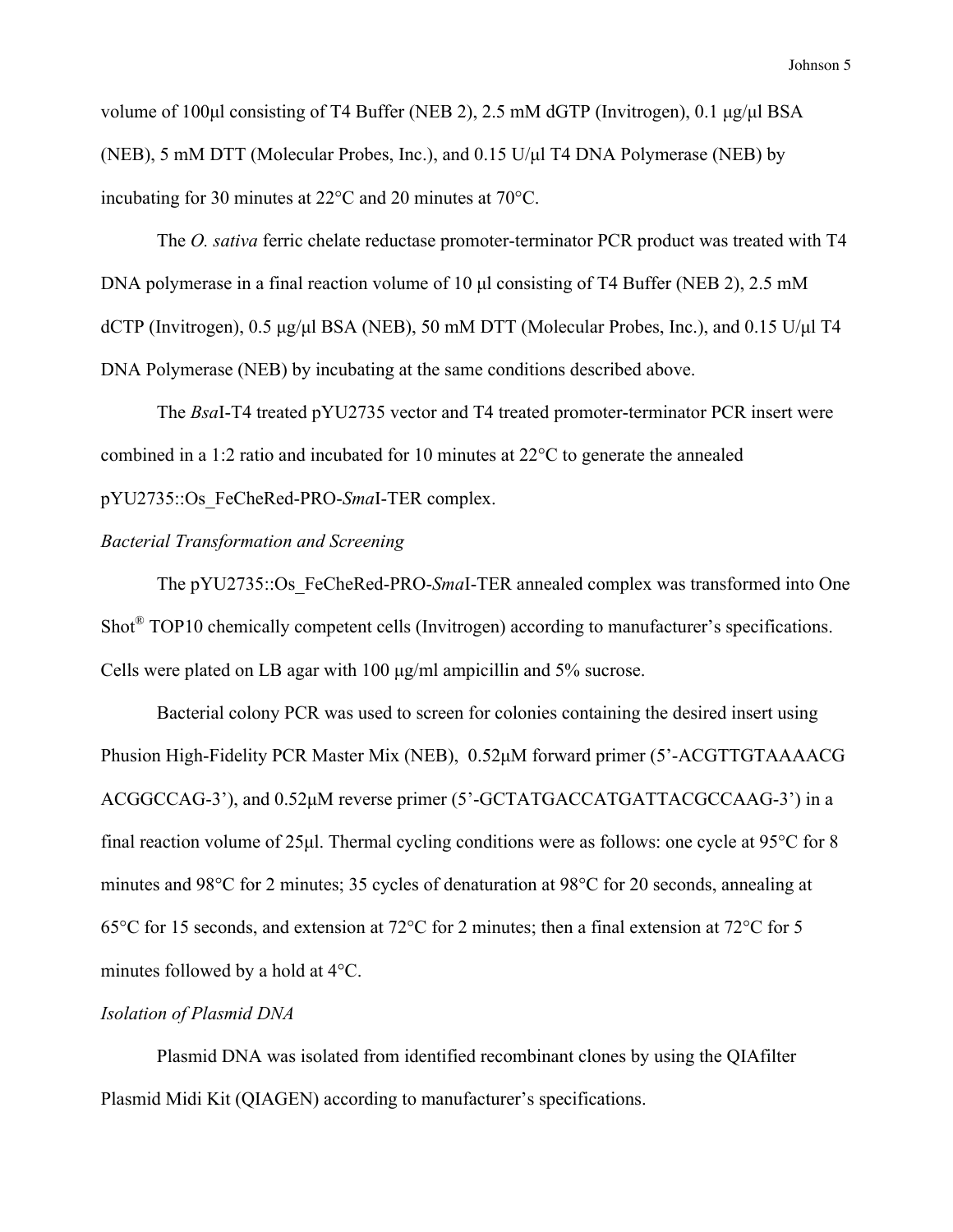volume of 100µl consisting of T4 Buffer (NEB 2), 2.5 mM dGTP (Invitrogen), 0.1 µg/µl BSA (NEB), 5 mM DTT (Molecular Probes, Inc.), and 0.15 U/µl T4 DNA Polymerase (NEB) by incubating for 30 minutes at 22°C and 20 minutes at 70°C.

The *O. sativa* ferric chelate reductase promoter-terminator PCR product was treated with T4 DNA polymerase in a final reaction volume of 10 µl consisting of T4 Buffer (NEB 2), 2.5 mM dCTP (Invitrogen), 0.5 µg/µl BSA (NEB), 50 mM DTT (Molecular Probes, Inc.), and 0.15 U/µl T4 DNA Polymerase (NEB) by incubating at the same conditions described above.

The *Bsa*I-T4 treated pYU2735 vector and T4 treated promoter-terminator PCR insert were combined in a 1:2 ratio and incubated for 10 minutes at 22°C to generate the annealed pYU2735::Os_FeCheRed-PRO-*Sma*I-TER complex.

*Bacterial Transformation and Screening*

The pYU2735::Os_FeCheRed-PRO-*Sma*I-TER annealed complex was transformed into One Shot® TOP10 chemically competent cells (Invitrogen) according to manufacturer's specifications. Cells were plated on LB agar with 100 µg/ml ampicillin and 5% sucrose.

Bacterial colony PCR was used to screen for colonies containing the desired insert using Phusion High-Fidelity PCR Master Mix (NEB), 0.52µM forward primer (5'-ACGTTGTAAAACG ACGGCCAG-3'), and 0.52µM reverse primer (5'-GCTATGACCATGATTACGCCAAG-3') in a final reaction volume of 25µl. Thermal cycling conditions were as follows: one cycle at 95°C for 8 minutes and 98°C for 2 minutes; 35 cycles of denaturation at 98°C for 20 seconds, annealing at 65°C for 15 seconds, and extension at 72°C for 2 minutes; then a final extension at 72°C for 5 minutes followed by a hold at 4°C.

*Isolation of Plasmid DNA*

Plasmid DNA was isolated from identified recombinant clones by using the QIAfilter Plasmid Midi Kit (QIAGEN) according to manufacturer's specifications.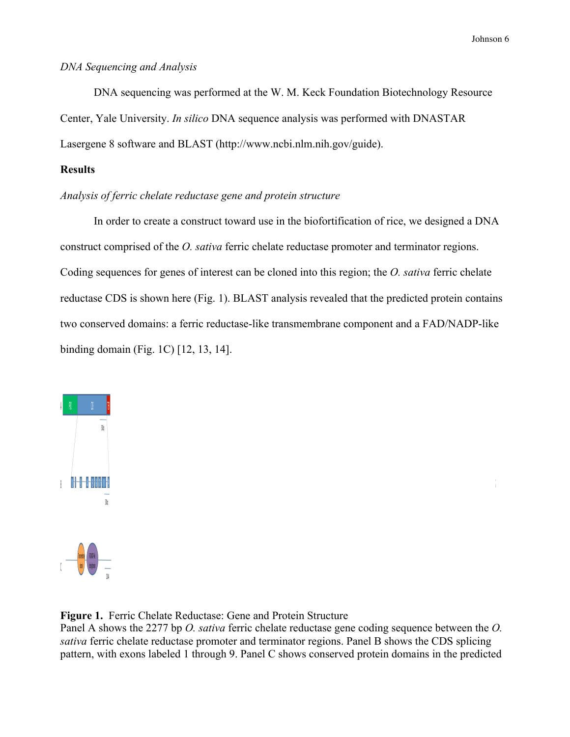*DNA Sequencing and Analysis*

DNA sequencing was performed at the W. M. Keck Foundation Biotechnology Resource Center, Yale University. *In silico* DNA sequence analysis was performed with DNASTAR Lasergene 8 software and BLAST (http://www.ncbi.nlm.nih.gov/guide).

**Results**

*Analysis of ferric chelate reductase gene and protein structure*

In order to create a construct toward use in the biofortification of rice, we designed a DNA construct comprised of the *O. sativa* ferric chelate reductase promoter and terminator regions. Coding sequences for genes of interest can be cloned into this region; the *O. sativa* ferric chelate reductase CDS is shown here (Fig. 1). BLAST analysis revealed that the predicted protein contains two conserved domains: a ferric reductase-like transmembrane component and a FAD/NADP-like binding domain (Fig. 1C) [12, 13, 14].

**Figure 1.** Ferric Chelate Reductase: Gene and Protein Structure
Panel A shows the 2277 bp *O. sativa* ferric chelate reductase gene coding sequence between the *O. sativa* ferric chelate reductase promoter and terminator regions. Panel B shows the CDS splicing pattern, with exons labeled 1 through 9. Panel C shows conserved protein domains in the predicted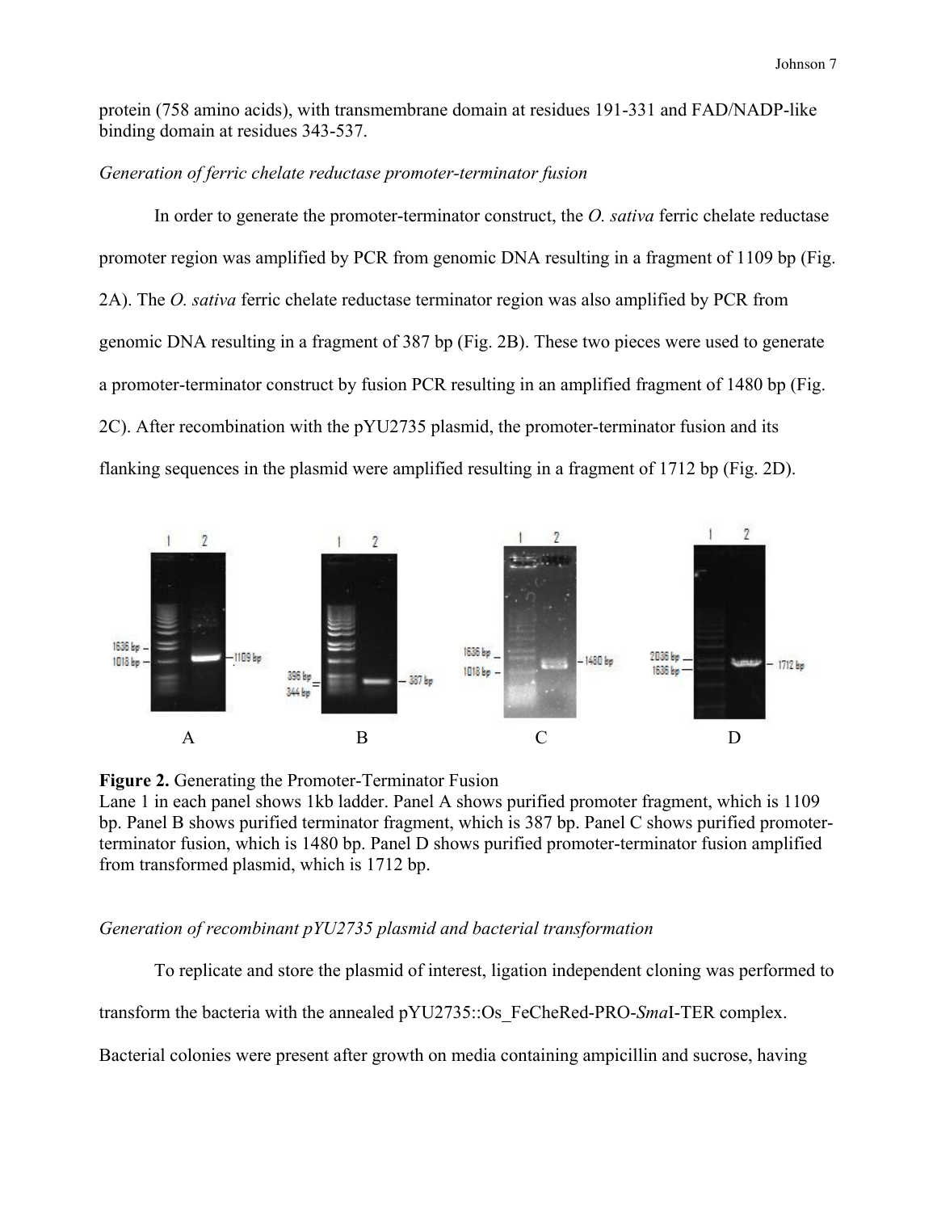protein (758 amino acids), with transmembrane domain at residues 191-331 and FAD/NADP-like binding domain at residues 343-537.

*Generation of ferric chelate reductase promoter-terminator fusion*

In order to generate the promoter-terminator construct, the *O. sativa* ferric chelate reductase promoter region was amplified by PCR from genomic DNA resulting in a fragment of 1109 bp (Fig. 2A). The *O. sativa* ferric chelate reductase terminator region was also amplified by PCR from genomic DNA resulting in a fragment of 387 bp (Fig. 2B). These two pieces were used to generate a promoter-terminator construct by fusion PCR resulting in an amplified fragment of 1480 bp (Fig. 2C). After recombination with the pYU2735 plasmid, the promoter-terminator fusion and its flanking sequences in the plasmid were amplified resulting in a fragment of 1712 bp (Fig. 2D).

**Figure 2.** Generating the Promoter-Terminator Fusion
Lane 1 in each panel shows 1kb ladder. Panel A shows purified promoter fragment, which is 1109 bp. Panel B shows purified terminator fragment, which is 387 bp. Panel C shows purified promoter-terminator fusion, which is 1480 bp. Panel D shows purified promoter-terminator fusion amplified from transformed plasmid, which is 1712 bp.

*Generation of recombinant pYU2735 plasmid and bacterial transformation*

To replicate and store the plasmid of interest, ligation independent cloning was performed to transform the bacteria with the annealed pYU2735::Os_FeCheRed-PRO-*Sma*I-TER complex. Bacterial colonies were present after growth on media containing ampicillin and sucrose, having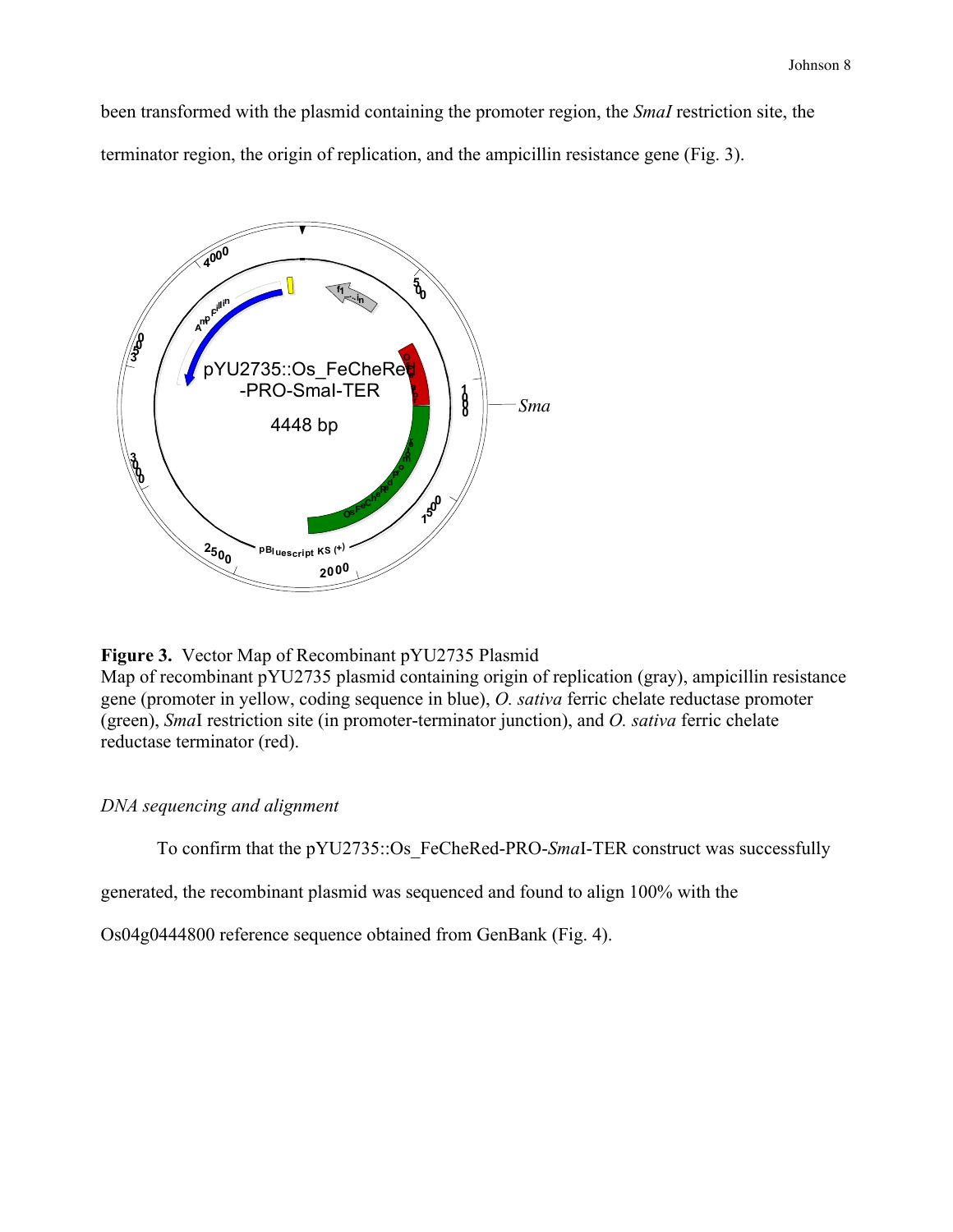been transformed with the plasmid containing the promoter region, the *SmaI* restriction site, the terminator region, the origin of replication, and the ampicillin resistance gene (Fig. 3).

**Figure 3.** Vector Map of Recombinant pYU2735 Plasmid
Map of recombinant pYU2735 plasmid containing origin of replication (gray), ampicillin resistance gene (promoter in yellow, coding sequence in blue), *O. sativa* ferric chelate reductase promoter (green), *Sma*I restriction site (in promoter-terminator junction), and *O. sativa* ferric chelate reductase terminator (red).

*DNA sequencing and alignment*

To confirm that the pYU2735::Os_FeCheRed-PRO-*Sma*I-TER construct was successfully generated, the recombinant plasmid was sequenced and found to align 100% with the Os04g0444800 reference sequence obtained from GenBank (Fig. 4).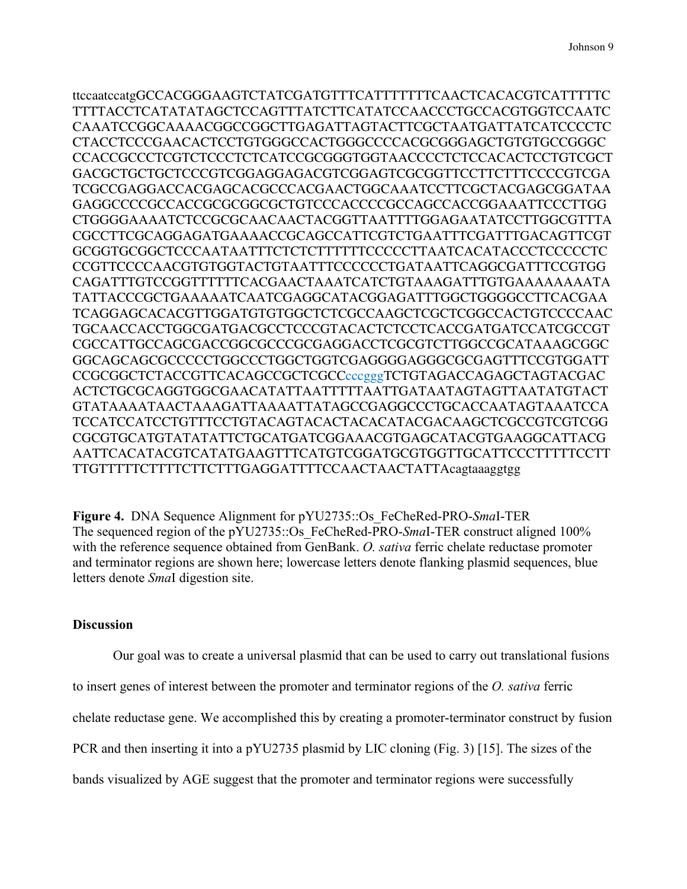ttccaatccatgGCCACGGGAAGTCTATCGATGTTTCATTTTTTTCAACTCACACGTCATTTTTC
TTTTACCTCATATATAGCTCCAGTTTATCTTCATATCCAACCCTGCCACGTGGTCCAATC
CAAATCCGGCAAAACGGCCGGCTTGAGATTAGTACTTCGCTAATGATTATCATCCCCTC
CTACCTCCCGAACACTCCTGTGGGCCACTGGGCCCCACGCGGGAGCTGTGTGCCGGGC
CCACCGCCCTCGTCTCCCTCTCATCCGCGGGTGGTAACCCCTCTCCACACTCCTGTCGCT
GACGCTGCTGCTCCCGTCGGAGGAGACGTCGGAGTCGCGGTTCCTTCTTTCCCCGTCGA
TCGCCGAGGACCACGAGCACGCCCACGAACTGGCAAATCCTTCGCTACGAGCGGATAA
GAGGCCCCGCCACCGCGCGGCGCTGTCCCACCCCGCCAGCCACCGGAAATTCCCTTGG
CTGGGGAAAATCTCCGCGCAACAACTACGGTAATTTTGGAGAATATCCTTGGCGTTTA
CGCCTTCGCAGGAGATGAAAACCGCAGCCATTCGTCTGAATTTCGATTTGACAGTTCGT
GCGGTGCGGCTCCCAATAATTTCTCTCTTTTTTCCCCCTTAATCACATACCCTCCCCCTC
CCGTTCCCCAACGTGTGGTACTGTAATTTCCCCCCTGATAATTCAGGCGATTTCCGTGG
CAGATTTGTCCGGTTTTTTCACGAACTAAATCATCTGTAAAGATTTGTGAAAAAAAATA
TATTACCCGCTGAAAAATCAATCGAGGCATACGGAGATTTGGCTGGGGCCTTCACGAA
TCAGGAGCACACGTTGGATGTGTGGCTCTCGCCAAGCTCGCTCGGCCACTGTCCCCAAC
TGCAACCACCTGGCGATGACGCCTCCCGTACACTCTCCTCACCGATGATCCATCGCCGT
CGCCATTGCCAGCGACCGGCGCCCGCGAGGACCTCGCGTCTTGGCCGCATAAAGCGGC
GGCAGCAGCGCCCCCTGGCCCTGGCTGGTCGAGGGGAGGGCGCGAGTTTCCGTGGATT
CCGCGGCTCTACCGTTCACAGCCGCTCGCCcccgggTCTGTAGACCAGAGCTAGTACGAC
ACTCTGCGCAGGTGGCGAACATATTAATTTTTAATTGATAATAGTAGTTAATATGTACT
GTATAAAATAACTAAAGATTAAAATTATAGCCGAGGCCCTGCACCAATAGTAAATCCA
TCCATCCATCCTGTTTCCTGTACAGTACACTACACATACGACAAGCTCGCCGTCGTCGG
CGCGTGCATGTATATATTCTGCATGATCGGAAACGTGAGCATACGTGAAGGCATTACG
AATTCACATACGTCATATGAAGTTTCATGTCGGATGCGTGGTTGCATTCCCTTTTTCCTT
TTGTTTTTCTTTTCTTCTTTGAGGATTTTCCAACTAACTATTAcagtaaaggtgg

**Figure 4.** DNA Sequence Alignment for pYU2735::Os_FeCheRed-PRO-*Sma*I-TER
The sequenced region of the pYU2735::Os_FeCheRed-PRO-*Sma*I-TER construct aligned 100% with the reference sequence obtained from GenBank. *O. sativa* ferric chelate reductase promoter and terminator regions are shown here; lowercase letters denote flanking plasmid sequences, blue letters denote *Sma*I digestion site.

## Discussion

Our goal was to create a universal plasmid that can be used to carry out translational fusions to insert genes of interest between the promoter and terminator regions of the *O. sativa* ferric chelate reductase gene. We accomplished this by creating a promoter-terminator construct by fusion PCR and then inserting it into a pYU2735 plasmid by LIC cloning (Fig. 3) [15]. The sizes of the bands visualized by AGE suggest that the promoter and terminator regions were successfully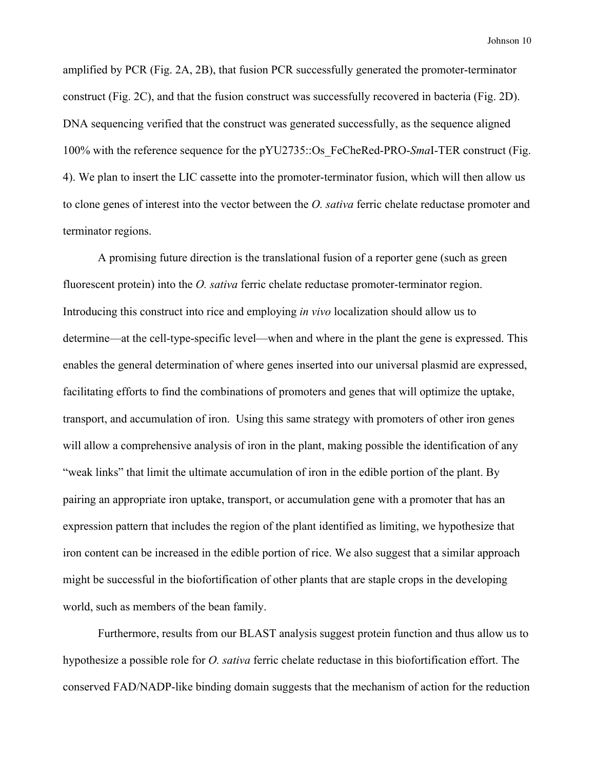amplified by PCR (Fig. 2A, 2B), that fusion PCR successfully generated the promoter-terminator construct (Fig. 2C), and that the fusion construct was successfully recovered in bacteria (Fig. 2D). DNA sequencing verified that the construct was generated successfully, as the sequence aligned 100% with the reference sequence for the pYU2735::Os_FeCheRed-PRO-*Sma*I-TER construct (Fig. 4). We plan to insert the LIC cassette into the promoter-terminator fusion, which will then allow us to clone genes of interest into the vector between the *O. sativa* ferric chelate reductase promoter and terminator regions.

A promising future direction is the translational fusion of a reporter gene (such as green fluorescent protein) into the *O. sativa* ferric chelate reductase promoter-terminator region. Introducing this construct into rice and employing *in vivo* localization should allow us to determine—at the cell-type-specific level—when and where in the plant the gene is expressed. This enables the general determination of where genes inserted into our universal plasmid are expressed, facilitating efforts to find the combinations of promoters and genes that will optimize the uptake, transport, and accumulation of iron. Using this same strategy with promoters of other iron genes will allow a comprehensive analysis of iron in the plant, making possible the identification of any "weak links" that limit the ultimate accumulation of iron in the edible portion of the plant. By pairing an appropriate iron uptake, transport, or accumulation gene with a promoter that has an expression pattern that includes the region of the plant identified as limiting, we hypothesize that iron content can be increased in the edible portion of rice. We also suggest that a similar approach might be successful in the biofortification of other plants that are staple crops in the developing world, such as members of the bean family.

Furthermore, results from our BLAST analysis suggest protein function and thus allow us to hypothesize a possible role for *O. sativa* ferric chelate reductase in this biofortification effort. The conserved FAD/NADP-like binding domain suggests that the mechanism of action for the reduction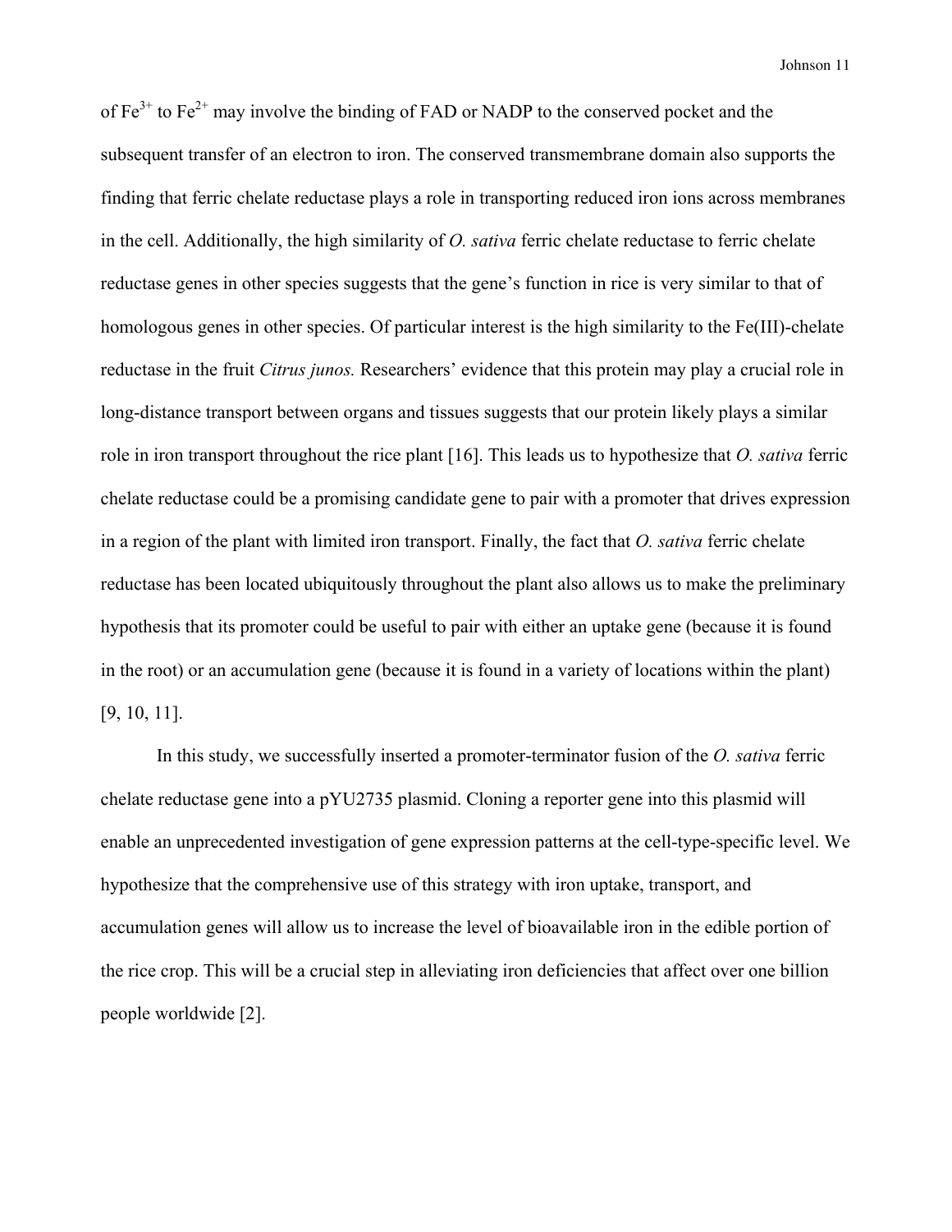of $Fe^{3+}$ to $Fe^{2+}$ may involve the binding of FAD or NADP to the conserved pocket and the subsequent transfer of an electron to iron. The conserved transmembrane domain also supports the finding that ferric chelate reductase plays a role in transporting reduced iron ions across membranes in the cell. Additionally, the high similarity of *O. sativa* ferric chelate reductase to ferric chelate reductase genes in other species suggests that the gene's function in rice is very similar to that of homologous genes in other species. Of particular interest is the high similarity to the Fe(III)-chelate reductase in the fruit *Citrus junos.* Researchers' evidence that this protein may play a crucial role in long-distance transport between organs and tissues suggests that our protein likely plays a similar role in iron transport throughout the rice plant [16]. This leads us to hypothesize that *O. sativa* ferric chelate reductase could be a promising candidate gene to pair with a promoter that drives expression in a region of the plant with limited iron transport. Finally, the fact that *O. sativa* ferric chelate reductase has been located ubiquitously throughout the plant also allows us to make the preliminary hypothesis that its promoter could be useful to pair with either an uptake gene (because it is found in the root) or an accumulation gene (because it is found in a variety of locations within the plant) [9, 10, 11].

In this study, we successfully inserted a promoter-terminator fusion of the *O. sativa* ferric chelate reductase gene into a pYU2735 plasmid. Cloning a reporter gene into this plasmid will enable an unprecedented investigation of gene expression patterns at the cell-type-specific level. We hypothesize that the comprehensive use of this strategy with iron uptake, transport, and accumulation genes will allow us to increase the level of bioavailable iron in the edible portion of the rice crop. This will be a crucial step in alleviating iron deficiencies that affect over one billion people worldwide [2].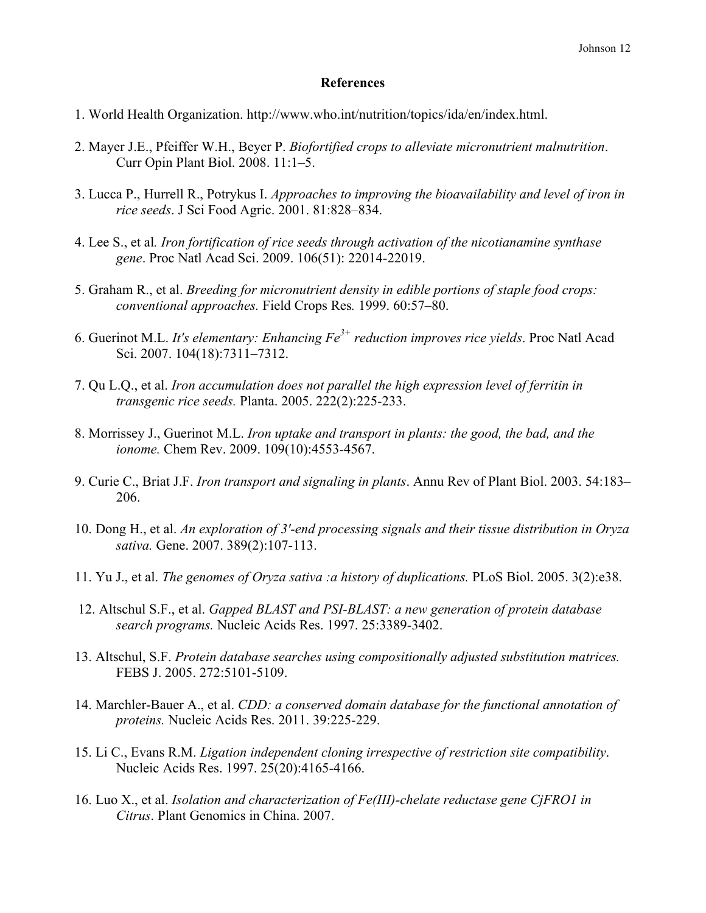## References

1. World Health Organization. http://www.who.int/nutrition/topics/ida/en/index.html.

2. Mayer J.E., Pfeiffer W.H., Beyer P. *Biofortified crops to alleviate micronutrient malnutrition*. Curr Opin Plant Biol. 2008. 11:1–5.

3. Lucca P., Hurrell R., Potrykus I. *Approaches to improving the bioavailability and level of iron in rice seeds*. J Sci Food Agric. 2001. 81:828–834.

4. Lee S., et al*. Iron fortification of rice seeds through activation of the nicotianamine synthase gene*. Proc Natl Acad Sci. 2009. 106(51): 22014-22019.

5. Graham R., et al. *Breeding for micronutrient density in edible portions of staple food crops: conventional approaches.* Field Crops Res*.* 1999. 60:57–80.

6. Guerinot M.L. *It's elementary: Enhancing $Fe^{3+}$ reduction improves rice yields*. Proc Natl Acad Sci. 2007. 104(18):7311–7312.

7. Qu L.Q., et al. *Iron accumulation does not parallel the high expression level of ferritin in transgenic rice seeds.* Planta. 2005. 222(2):225-233.

8. Morrissey J., Guerinot M.L. *Iron uptake and transport in plants: the good, the bad, and the ionome.* Chem Rev. 2009. 109(10):4553-4567.

9. Curie C., Briat J.F. *Iron transport and signaling in plants*. Annu Rev of Plant Biol. 2003. 54:183–206.

10. Dong H., et al. *An exploration of 3'-end processing signals and their tissue distribution in Oryza sativa.* Gene. 2007. 389(2):107-113.

11. Yu J., et al. *The genomes of Oryza sativa :a history of duplications.* PLoS Biol. 2005. 3(2):e38.

12. Altschul S.F., et al. *Gapped BLAST and PSI-BLAST: a new generation of protein database search programs.* Nucleic Acids Res. 1997. 25:3389-3402.

13. Altschul, S.F. *Protein database searches using compositionally adjusted substitution matrices.* FEBS J. 2005. 272:5101-5109.

14. Marchler-Bauer A., et al. *CDD: a conserved domain database for the functional annotation of proteins.* Nucleic Acids Res. 2011. 39:225-229.

15. Li C., Evans R.M. *Ligation independent cloning irrespective of restriction site compatibility*. Nucleic Acids Res. 1997. 25(20):4165-4166.

16. Luo X., et al. *Isolation and characterization of Fe(III)-chelate reductase gene CjFRO1 in Citrus*. Plant Genomics in China. 2007.